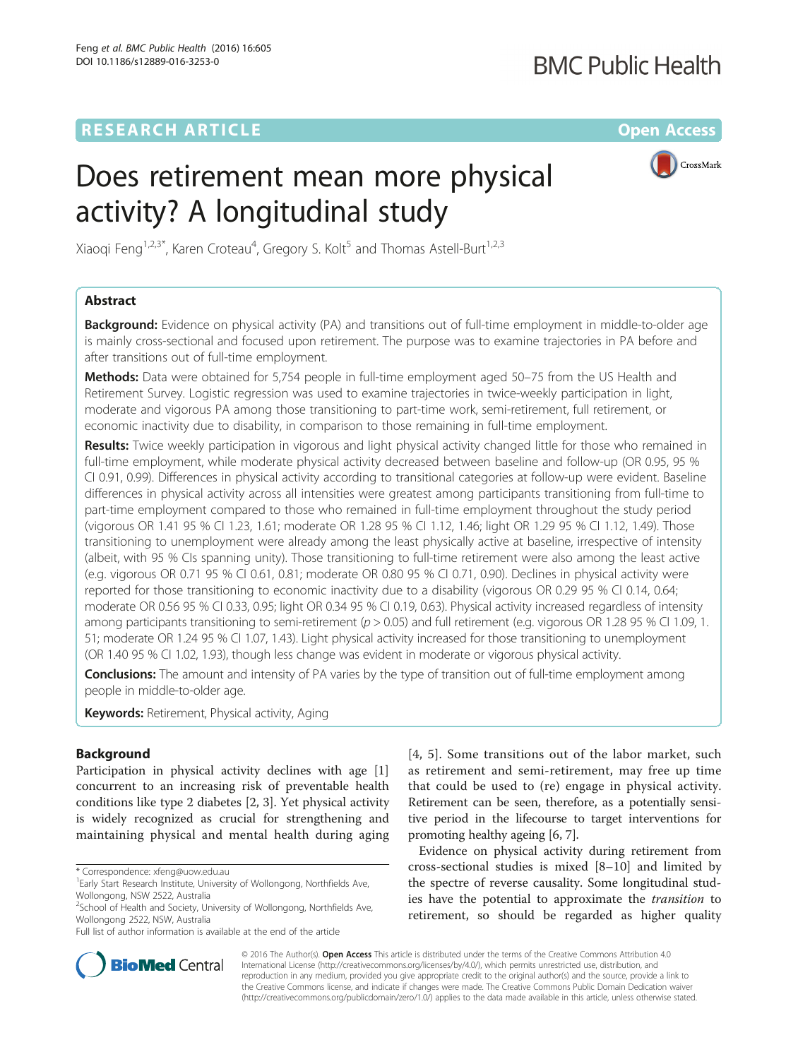RESEARCH ARTICLE

Open Access

# Does retirement mean more physical activity? A longitudinal study

Xiaoqi Feng[1,2,3*], Karen Croteau[4], Gregory S. Kolt[5] and Thomas Astell-Burt[1,2,3]

## Abstract

**Background:** Evidence on physical activity (PA) and transitions out of full-time employment in middle-to-older age is mainly cross-sectional and focused upon retirement. The purpose was to examine trajectories in PA before and after transitions out of full-time employment.

**Methods:** Data were obtained for 5,754 people in full-time employment aged 50–75 from the US Health and Retirement Survey. Logistic regression was used to examine trajectories in twice-weekly participation in light, moderate and vigorous PA among those transitioning to part-time work, semi-retirement, full retirement, or economic inactivity due to disability, in comparison to those remaining in full-time employment.

**Results:** Twice weekly participation in vigorous and light physical activity changed little for those who remained in full-time employment, while moderate physical activity decreased between baseline and follow-up (OR 0.95, 95 % CI 0.91, 0.99). Differences in physical activity according to transitional categories at follow-up were evident. Baseline differences in physical activity across all intensities were greatest among participants transitioning from full-time to part-time employment compared to those who remained in full-time employment throughout the study period (vigorous OR 1.41 95 % CI 1.23, 1.61; moderate OR 1.28 95 % CI 1.12, 1.46; light OR 1.29 95 % CI 1.12, 1.49). Those transitioning to unemployment were already among the least physically active at baseline, irrespective of intensity (albeit, with 95 % CIs spanning unity). Those transitioning to full-time retirement were also among the least active (e.g. vigorous OR 0.71 95 % CI 0.61, 0.81; moderate OR 0.80 95 % CI 0.71, 0.90). Declines in physical activity were reported for those transitioning to economic inactivity due to a disability (vigorous OR 0.29 95 % CI 0.14, 0.64; moderate OR 0.56 95 % CI 0.33, 0.95; light OR 0.34 95 % CI 0.19, 0.63). Physical activity increased regardless of intensity among participants transitioning to semi-retirement ($p > 0.05$) and full retirement (e.g. vigorous OR 1.28 95 % CI 1.09, 1.51; moderate OR 1.24 95 % CI 1.07, 1.43). Light physical activity increased for those transitioning to unemployment (OR 1.40 95 % CI 1.02, 1.93), though less change was evident in moderate or vigorous physical activity.

**Conclusions:** The amount and intensity of PA varies by the type of transition out of full-time employment among people in middle-to-older age.

**Keywords:** Retirement, Physical activity, Aging

## Background

Participation in physical activity declines with age [1] concurrent to an increasing risk of preventable health conditions like type 2 diabetes [2, 3]. Yet physical activity is widely recognized as crucial for strengthening and maintaining physical and mental health during aging [4, 5]. Some transitions out of the labor market, such as retirement and semi-retirement, may free up time that could be used to (re) engage in physical activity. Retirement can be seen, therefore, as a potentially sensitive period in the lifecourse to target interventions for promoting healthy ageing [6, 7].

Evidence on physical activity during retirement from cross-sectional studies is mixed [8–10] and limited by the spectre of reverse causality. Some longitudinal studies have the potential to approximate the *transition* to retirement, so should be regarded as higher quality

\* Correspondence: xfeng@uow.edu.au
[1]Early Start Research Institute, University of Wollongong, Northfields Ave, Wollongong, NSW 2522, Australia
[2]School of Health and Society, University of Wollongong, Northfields Ave, Wollongong 2522, NSW, Australia
Full list of author information is available at the end of the article

© 2016 The Author(s). **Open Access** This article is distributed under the terms of the Creative Commons Attribution 4.0 International License (http://creativecommons.org/licenses/by/4.0/), which permits unrestricted use, distribution, and reproduction in any medium, provided you give appropriate credit to the original author(s) and the source, provide a link to the Creative Commons license, and indicate if changes were made. The Creative Commons Public Domain Dedication waiver (http://creativecommons.org/publicdomain/zero/1.0/) applies to the data made available in this article, unless otherwise stated.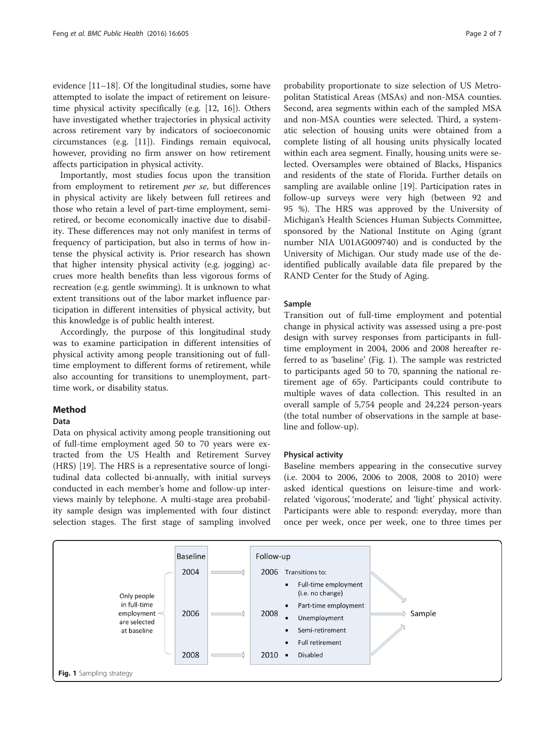evidence [11–18]. Of the longitudinal studies, some have attempted to isolate the impact of retirement on leisure-time physical activity specifically (e.g. [12, 16]). Others have investigated whether trajectories in physical activity across retirement vary by indicators of socioeconomic circumstances (e.g. [11]). Findings remain equivocal, however, providing no firm answer on how retirement affects participation in physical activity.

Importantly, most studies focus upon the transition from employment to retirement *per se*, but differences in physical activity are likely between full retirees and those who retain a level of part-time employment, semi-retired, or become economically inactive due to disability. These differences may not only manifest in terms of frequency of participation, but also in terms of how intense the physical activity is. Prior research has shown that higher intensity physical activity (e.g. jogging) accrues more health benefits than less vigorous forms of recreation (e.g. gentle swimming). It is unknown to what extent transitions out of the labor market influence participation in different intensities of physical activity, but this knowledge is of public health interest.

Accordingly, the purpose of this longitudinal study was to examine participation in different intensities of physical activity among people transitioning out of full-time employment to different forms of retirement, while also accounting for transitions to unemployment, part-time work, or disability status.

## Method

### Data

Data on physical activity among people transitioning out of full-time employment aged 50 to 70 years were extracted from the US Health and Retirement Survey (HRS) [19]. The HRS is a representative source of longitudinal data collected bi-annually, with initial surveys conducted in each member's home and follow-up interviews mainly by telephone. A multi-stage area probability sample design was implemented with four distinct selection stages. The first stage of sampling involved probability proportionate to size selection of US Metropolitan Statistical Areas (MSAs) and non-MSA counties. Second, area segments within each of the sampled MSA and non-MSA counties were selected. Third, a systematic selection of housing units were obtained from a complete listing of all housing units physically located within each area segment. Finally, housing units were selected. Oversamples were obtained of Blacks, Hispanics and residents of the state of Florida. Further details on sampling are available online [19]. Participation rates in follow-up surveys were very high (between 92 and 95 %). The HRS was approved by the University of Michigan's Health Sciences Human Subjects Committee, sponsored by the National Institute on Aging (grant number NIA U01AG009740) and is conducted by the University of Michigan. Our study made use of the de-identified publically available data file prepared by the RAND Center for the Study of Aging.

### Sample

Transition out of full-time employment and potential change in physical activity was assessed using a pre-post design with survey responses from participants in full-time employment in 2004, 2006 and 2008 hereafter referred to as 'baseline' (Fig. 1). The sample was restricted to participants aged 50 to 70, spanning the national retirement age of 65y. Participants could contribute to multiple waves of data collection. This resulted in an overall sample of 5,754 people and 24,224 person-years (the total number of observations in the sample at baseline and follow-up).

### Physical activity

Baseline members appearing in the consecutive survey (i.e. 2004 to 2006, 2006 to 2008, 2008 to 2010) were asked identical questions on leisure-time and work-related 'vigorous', 'moderate', and 'light' physical activity. Participants were able to respond: everyday, more than once per week, once per week, one to three times per

| Only people in full-time employment are selected at baseline | Baseline | | Follow-up | | | |
|---|---|---|---|---|---|---|
| | 2004 | → | 2006 | Transitions to: | | |
| | | | | • Full-time employment (i.e. no change) | | |
| | | | | • Part-time employment | | |
| | 2006 | → | 2008 | • Unemployment | → | Sample |
| | | | | • Semi-retirement | | |
| | | | | • Full retirement | | |
| | 2008 | → | 2010 | • Disabled | | |

**Fig. 1** Sampling strategy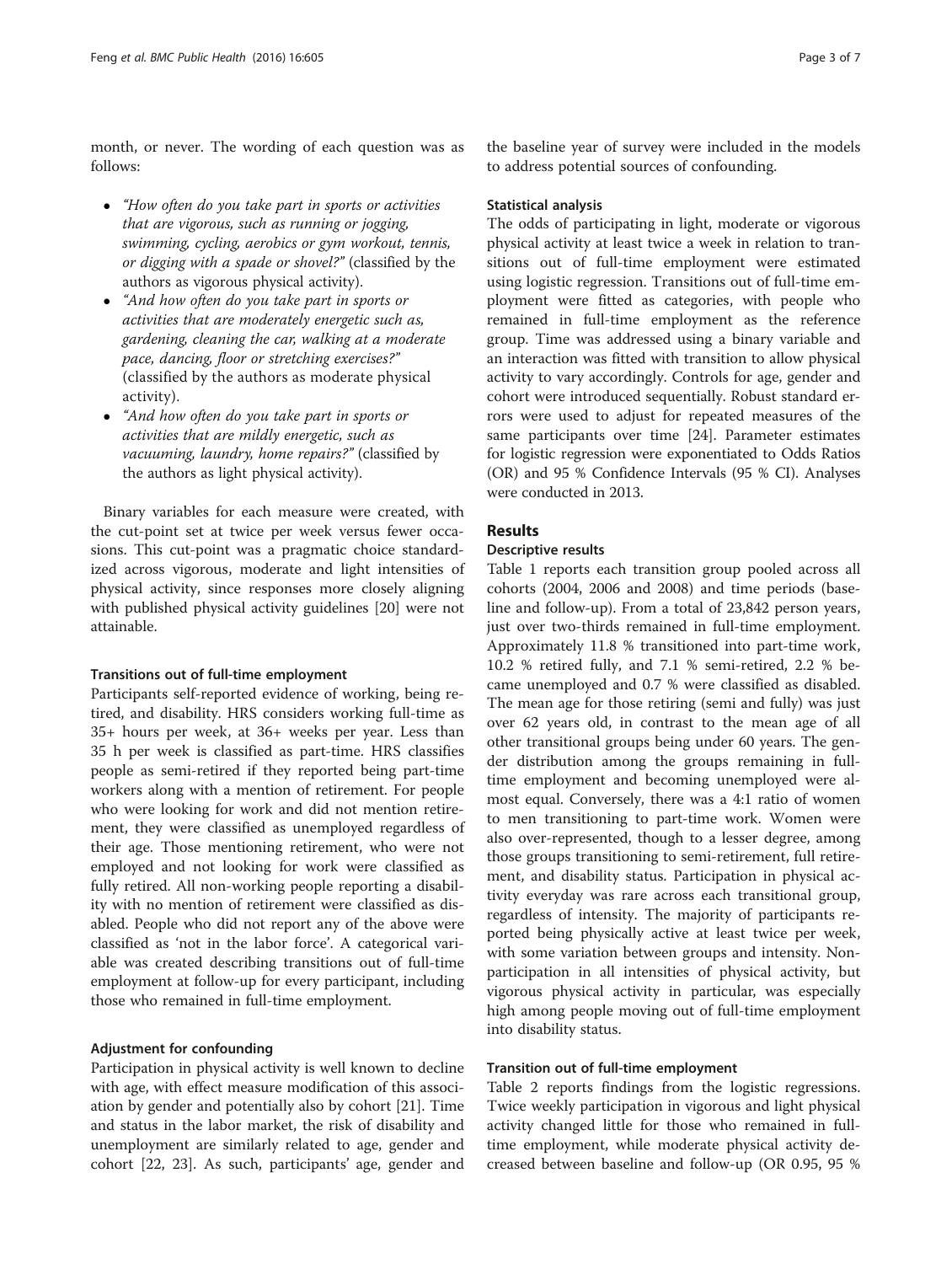month, or never. The wording of each question was as follows:

- *"How often do you take part in sports or activities that are vigorous, such as running or jogging, swimming, cycling, aerobics or gym workout, tennis, or digging with a spade or shovel?"* (classified by the authors as vigorous physical activity).
- *"And how often do you take part in sports or activities that are moderately energetic such as, gardening, cleaning the car, walking at a moderate pace, dancing, floor or stretching exercises?"* (classified by the authors as moderate physical activity).
- *"And how often do you take part in sports or activities that are mildly energetic, such as vacuuming, laundry, home repairs?"* (classified by the authors as light physical activity).

Binary variables for each measure were created, with the cut-point set at twice per week versus fewer occasions. This cut-point was a pragmatic choice standardized across vigorous, moderate and light intensities of physical activity, since responses more closely aligning with published physical activity guidelines [20] were not attainable.

#### Transitions out of full-time employment

Participants self-reported evidence of working, being retired, and disability. HRS considers working full-time as 35+ hours per week, at 36+ weeks per year. Less than 35 h per week is classified as part-time. HRS classifies people as semi-retired if they reported being part-time workers along with a mention of retirement. For people who were looking for work and did not mention retirement, they were classified as unemployed regardless of their age. Those mentioning retirement, who were not employed and not looking for work were classified as fully retired. All non-working people reporting a disability with no mention of retirement were classified as disabled. People who did not report any of the above were classified as 'not in the labor force'. A categorical variable was created describing transitions out of full-time employment at follow-up for every participant, including those who remained in full-time employment.

#### Adjustment for confounding

Participation in physical activity is well known to decline with age, with effect measure modification of this association by gender and potentially also by cohort [21]. Time and status in the labor market, the risk of disability and unemployment are similarly related to age, gender and cohort [22, 23]. As such, participants' age, gender and the baseline year of survey were included in the models to address potential sources of confounding.

#### Statistical analysis

The odds of participating in light, moderate or vigorous physical activity at least twice a week in relation to transitions out of full-time employment were estimated using logistic regression. Transitions out of full-time employment were fitted as categories, with people who remained in full-time employment as the reference group. Time was addressed using a binary variable and an interaction was fitted with transition to allow physical activity to vary accordingly. Controls for age, gender and cohort were introduced sequentially. Robust standard errors were used to adjust for repeated measures of the same participants over time [24]. Parameter estimates for logistic regression were exponentiated to Odds Ratios (OR) and 95 % Confidence Intervals (95 % CI). Analyses were conducted in 2013.

## Results

#### Descriptive results

Table 1 reports each transition group pooled across all cohorts (2004, 2006 and 2008) and time periods (baseline and follow-up). From a total of 23,842 person years, just over two-thirds remained in full-time employment. Approximately 11.8 % transitioned into part-time work, 10.2 % retired fully, and 7.1 % semi-retired, 2.2 % became unemployed and 0.7 % were classified as disabled. The mean age for those retiring (semi and fully) was just over 62 years old, in contrast to the mean age of all other transitional groups being under 60 years. The gender distribution among the groups remaining in full-time employment and becoming unemployed were almost equal. Conversely, there was a 4:1 ratio of women to men transitioning to part-time work. Women were also over-represented, though to a lesser degree, among those groups transitioning to semi-retirement, full retirement, and disability status. Participation in physical activity everyday was rare across each transitional group, regardless of intensity. The majority of participants reported being physically active at least twice per week, with some variation between groups and intensity. Non-participation in all intensities of physical activity, but vigorous physical activity in particular, was especially high among people moving out of full-time employment into disability status.

#### Transition out of full-time employment

Table 2 reports findings from the logistic regressions. Twice weekly participation in vigorous and light physical activity changed little for those who remained in full-time employment, while moderate physical activity decreased between baseline and follow-up (OR 0.95, 95 %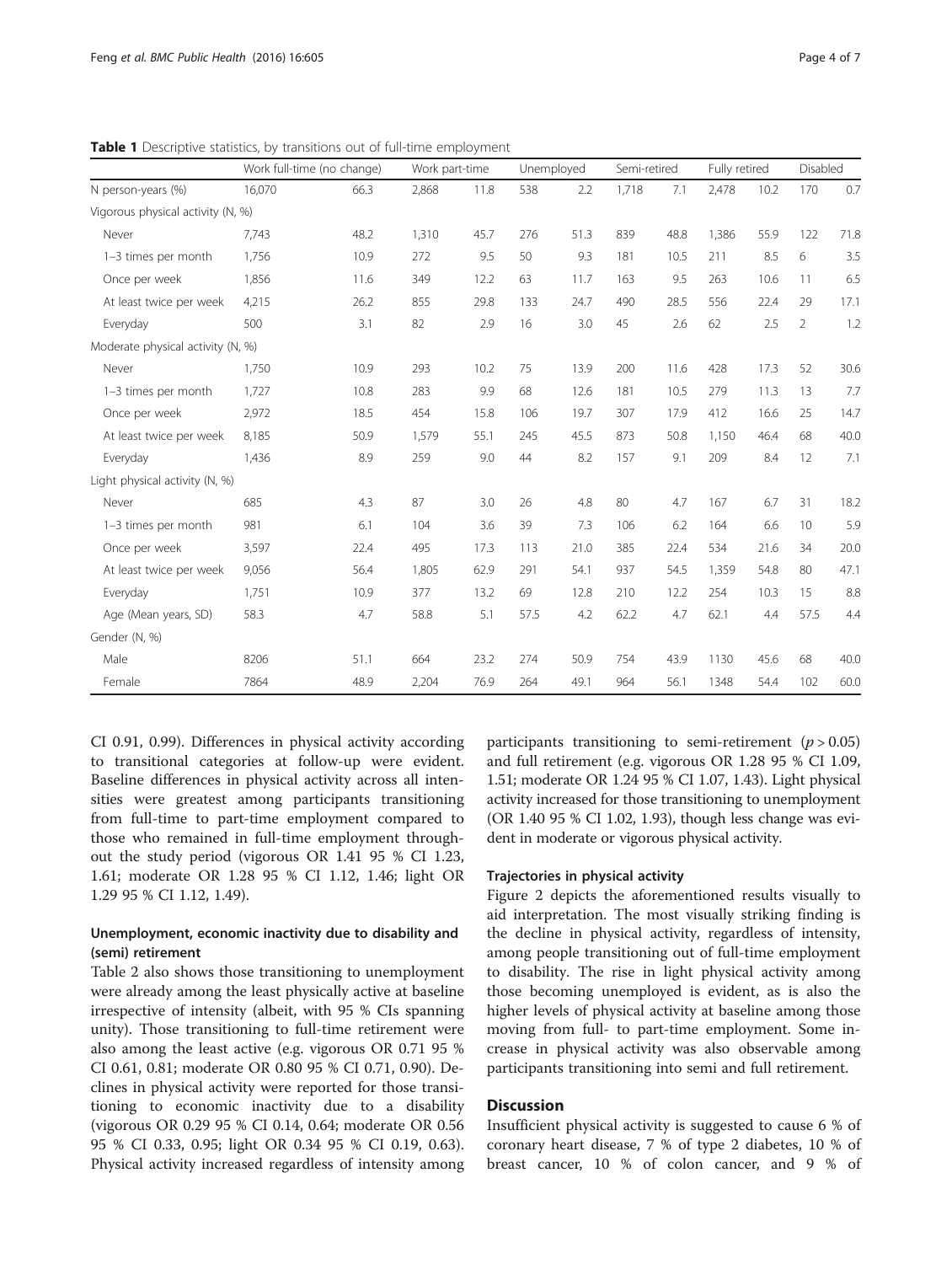**Table 1** Descriptive statistics, by transitions out of full-time employment

| | Work full-time (no change) | | Work part-time | | Unemployed | | Semi-retired | | Fully retired | | Disabled | |
|---|---|---|---|---|---|---|---|---|---|---|---|---|
| N person-years (%) | 16,070 | 66.3 | 2,868 | 11.8 | 538 | 2.2 | 1,718 | 7.1 | 2,478 | 10.2 | 170 | 0.7 |
| Vigorous physical activity (N, %) | | | | | | | | | | | | |
| Never | 7,743 | 48.2 | 1,310 | 45.7 | 276 | 51.3 | 839 | 48.8 | 1,386 | 55.9 | 122 | 71.8 |
| 1–3 times per month | 1,756 | 10.9 | 272 | 9.5 | 50 | 9.3 | 181 | 10.5 | 211 | 8.5 | 6 | 3.5 |
| Once per week | 1,856 | 11.6 | 349 | 12.2 | 63 | 11.7 | 163 | 9.5 | 263 | 10.6 | 11 | 6.5 |
| At least twice per week | 4,215 | 26.2 | 855 | 29.8 | 133 | 24.7 | 490 | 28.5 | 556 | 22.4 | 29 | 17.1 |
| Everyday | 500 | 3.1 | 82 | 2.9 | 16 | 3.0 | 45 | 2.6 | 62 | 2.5 | 2 | 1.2 |
| Moderate physical activity (N, %) | | | | | | | | | | | | |
| Never | 1,750 | 10.9 | 293 | 10.2 | 75 | 13.9 | 200 | 11.6 | 428 | 17.3 | 52 | 30.6 |
| 1–3 times per month | 1,727 | 10.8 | 283 | 9.9 | 68 | 12.6 | 181 | 10.5 | 279 | 11.3 | 13 | 7.7 |
| Once per week | 2,972 | 18.5 | 454 | 15.8 | 106 | 19.7 | 307 | 17.9 | 412 | 16.6 | 25 | 14.7 |
| At least twice per week | 8,185 | 50.9 | 1,579 | 55.1 | 245 | 45.5 | 873 | 50.8 | 1,150 | 46.4 | 68 | 40.0 |
| Everyday | 1,436 | 8.9 | 259 | 9.0 | 44 | 8.2 | 157 | 9.1 | 209 | 8.4 | 12 | 7.1 |
| Light physical activity (N, %) | | | | | | | | | | | | |
| Never | 685 | 4.3 | 87 | 3.0 | 26 | 4.8 | 80 | 4.7 | 167 | 6.7 | 31 | 18.2 |
| 1–3 times per month | 981 | 6.1 | 104 | 3.6 | 39 | 7.3 | 106 | 6.2 | 164 | 6.6 | 10 | 5.9 |
| Once per week | 3,597 | 22.4 | 495 | 17.3 | 113 | 21.0 | 385 | 22.4 | 534 | 21.6 | 34 | 20.0 |
| At least twice per week | 9,056 | 56.4 | 1,805 | 62.9 | 291 | 54.1 | 937 | 54.5 | 1,359 | 54.8 | 80 | 47.1 |
| Everyday | 1,751 | 10.9 | 377 | 13.2 | 69 | 12.8 | 210 | 12.2 | 254 | 10.3 | 15 | 8.8 |
| Age (Mean years, SD) | 58.3 | 4.7 | 58.8 | 5.1 | 57.5 | 4.2 | 62.2 | 4.7 | 62.1 | 4.4 | 57.5 | 4.4 |
| Gender (N, %) | | | | | | | | | | | | |
| Male | 8206 | 51.1 | 664 | 23.2 | 274 | 50.9 | 754 | 43.9 | 1130 | 45.6 | 68 | 40.0 |
| Female | 7864 | 48.9 | 2,204 | 76.9 | 264 | 49.1 | 964 | 56.1 | 1348 | 54.4 | 102 | 60.0 |

CI 0.91, 0.99). Differences in physical activity according to transitional categories at follow-up were evident. Baseline differences in physical activity across all intensities were greatest among participants transitioning from full-time to part-time employment compared to those who remained in full-time employment throughout the study period (vigorous OR 1.41 95 % CI 1.23, 1.61; moderate OR 1.28 95 % CI 1.12, 1.46; light OR 1.29 95 % CI 1.12, 1.49).

### Unemployment, economic inactivity due to disability and (semi) retirement

Table 2 also shows those transitioning to unemployment were already among the least physically active at baseline irrespective of intensity (albeit, with 95 % CIs spanning unity). Those transitioning to full-time retirement were also among the least active (e.g. vigorous OR 0.71 95 % CI 0.61, 0.81; moderate OR 0.80 95 % CI 0.71, 0.90). Declines in physical activity were reported for those transitioning to economic inactivity due to a disability (vigorous OR 0.29 95 % CI 0.14, 0.64; moderate OR 0.56 95 % CI 0.33, 0.95; light OR 0.34 95 % CI 0.19, 0.63). Physical activity increased regardless of intensity among participants transitioning to semi-retirement ($p > 0.05$) and full retirement (e.g. vigorous OR 1.28 95 % CI 1.09, 1.51; moderate OR 1.24 95 % CI 1.07, 1.43). Light physical activity increased for those transitioning to unemployment (OR 1.40 95 % CI 1.02, 1.93), though less change was evident in moderate or vigorous physical activity.

### Trajectories in physical activity

Figure 2 depicts the aforementioned results visually to aid interpretation. The most visually striking finding is the decline in physical activity, regardless of intensity, among people transitioning out of full-time employment to disability. The rise in light physical activity among those becoming unemployed is evident, as is also the higher levels of physical activity at baseline among those moving from full- to part-time employment. Some increase in physical activity was also observable among participants transitioning into semi and full retirement.

## Discussion

Insufficient physical activity is suggested to cause 6 % of coronary heart disease, 7 % of type 2 diabetes, 10 % of breast cancer, 10 % of colon cancer, and 9 % of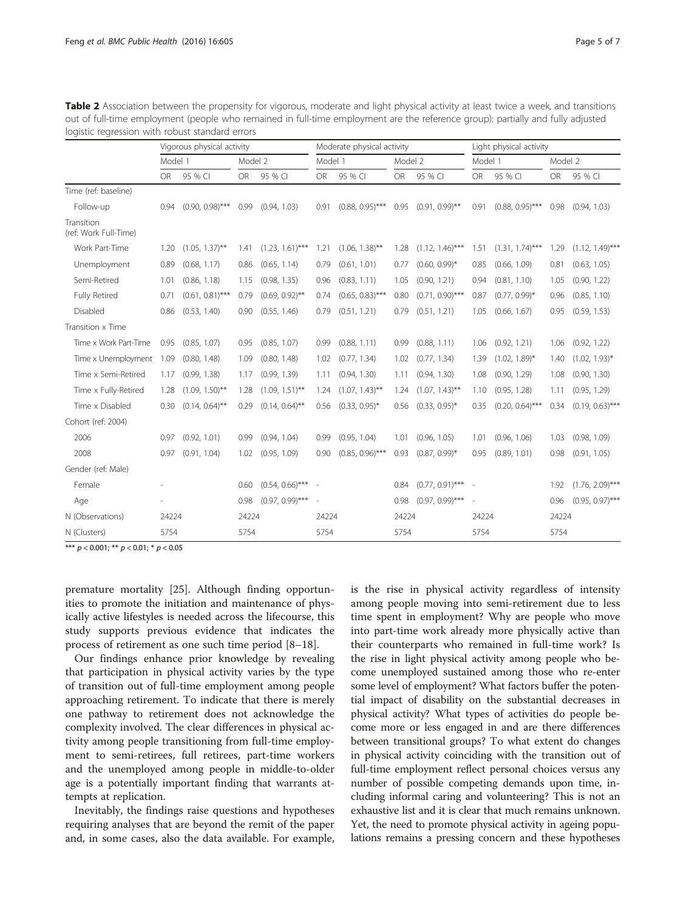**Table 2** Association between the propensity for vigorous, moderate and light physical activity at least twice a week, and transitions out of full-time employment (people who remained in full-time employment are the reference group): partially and fully adjusted logistic regression with robust standard errors

| | Vigorous physical activity | | | | Moderate physical activity | | | | Light physical activity | | | |
|---|---|---|---|---|---|---|---|---|---|---|---|---|
| | Model 1 | | Model 2 | | Model 1 | | Model 2 | | Model 1 | | Model 2 | |
| | OR | 95 % CI | OR | 95 % CI | OR | 95 % CI | OR | 95 % CI | OR | 95 % CI | OR | 95 % CI |
| Time (ref: baseline) | | | | | | | | | | | | |
| Follow-up | 0.94 | (0.90, 0.98)*** | 0.99 | (0.94, 1.03) | 0.91 | (0.88, 0.95)*** | 0.95 | (0.91, 0.99)** | 0.91 | (0.88, 0.95)*** | 0.98 | (0.94, 1.03) |
| Transition (ref: Work Full-Time) | | | | | | | | | | | | |
| Work Part-Time | 1.20 | (1.05, 1.37)** | 1.41 | (1.23, 1.61)*** | 1.21 | (1.06, 1.38)** | 1.28 | (1.12, 1.46)*** | 1.51 | (1.31, 1.74)*** | 1.29 | (1.12, 1.49)*** |
| Unemployment | 0.89 | (0.68, 1.17) | 0.86 | (0.65, 1.14) | 0.79 | (0.61, 1.01) | 0.77 | (0.60, 0.99)* | 0.85 | (0.66, 1.09) | 0.81 | (0.63, 1.05) |
| Semi-Retired | 1.01 | (0.86, 1.18) | 1.15 | (0.98, 1.35) | 0.96 | (0.83, 1.11) | 1.05 | (0.90, 1.21) | 0.94 | (0.81, 1.10) | 1.05 | (0.90, 1.22) |
| Fully Retired | 0.71 | (0.61, 0.81)*** | 0.79 | (0.69, 0.92)** | 0.74 | (0.65, 0.83)*** | 0.80 | (0.71, 0.90)*** | 0.87 | (0.77, 0.99)* | 0.96 | (0.85, 1.10) |
| Disabled | 0.86 | (0.53, 1.40) | 0.90 | (0.55, 1.46) | 0.79 | (0.51, 1.21) | 0.79 | (0.51, 1.21) | 1.05 | (0.66, 1.67) | 0.95 | (0.59, 1.53) |
| Transition x Time | | | | | | | | | | | | |
| Time x Work Part-Time | 0.95 | (0.85, 1.07) | 0.95 | (0.85, 1.07) | 0.99 | (0.88, 1.11) | 0.99 | (0.88, 1.11) | 1.06 | (0.92, 1.21) | 1.06 | (0.92, 1.22) |
| Time x Unemployment | 1.09 | (0.80, 1.48) | 1.09 | (0.80, 1.48) | 1.02 | (0.77, 1.34) | 1.02 | (0.77, 1.34) | 1.39 | (1.02, 1.89)* | 1.40 | (1.02, 1.93)* |
| Time x Semi-Retired | 1.17 | (0.99, 1.38) | 1.17 | (0.99, 1.39) | 1.11 | (0.94, 1.30) | 1.11 | (0.94, 1.30) | 1.08 | (0.90, 1.29) | 1.08 | (0.90, 1.30) |
| Time x Fully-Retired | 1.28 | (1.09, 1.50)** | 1.28 | (1.09, 1.51)** | 1.24 | (1.07, 1.43)** | 1.24 | (1.07, 1.43)** | 1.10 | (0.95, 1.28) | 1.11 | (0.95, 1.29) |
| Time x Disabled | 0.30 | (0.14, 0.64)** | 0.29 | (0.14, 0.64)** | 0.56 | (0.33, 0.95)* | 0.56 | (0.33, 0.95)* | 0.35 | (0.20, 0.64)*** | 0.34 | (0.19, 0.63)*** |
| Cohort (ref: 2004) | | | | | | | | | | | | |
| 2006 | 0.97 | (0.92, 1.01) | 0.99 | (0.94, 1.04) | 0.99 | (0.95, 1.04) | 1.01 | (0.96, 1.05) | 1.01 | (0.96, 1.06) | 1.03 | (0.98, 1.09) |
| 2008 | 0.97 | (0.91, 1.04) | 1.02 | (0.95, 1.09) | 0.90 | (0.85, 0.96)*** | 0.93 | (0.87, 0.99)* | 0.95 | (0.89, 1.01) | 0.98 | (0.91, 1.05) |
| Gender (ref: Male) | | | | | | | | | | | | |
| Female | - | | 0.60 | (0.54, 0.66)*** | - | | 0.84 | (0.77, 0.91)*** | - | | 1.92 | (1.76, 2.09)*** |
| Age | - | | 0.98 | (0.97, 0.99)*** | - | | 0.98 | (0.97, 0.99)*** | - | | 0.96 | (0.95, 0.97)*** |
| N (Observations) | 24224 | | 24224 | | 24224 | | 24224 | | 24224 | | 24224 | |
| N (Clusters) | 5754 | | 5754 | | 5754 | | 5754 | | 5754 | | 5754 | |

*** $p < 0.001$; ** $p < 0.01$; * $p < 0.05$

premature mortality [25]. Although finding opportunities to promote the initiation and maintenance of physically active lifestyles is needed across the lifecourse, this study supports previous evidence that indicates the process of retirement as one such time period [8–18].

Our findings enhance prior knowledge by revealing that participation in physical activity varies by the type of transition out of full-time employment among people approaching retirement. To indicate that there is merely one pathway to retirement does not acknowledge the complexity involved. The clear differences in physical activity among people transitioning from full-time employment to semi-retirees, full retirees, part-time workers and the unemployed among people in middle-to-older age is a potentially important finding that warrants attempts at replication.

Inevitably, the findings raise questions and hypotheses requiring analyses that are beyond the remit of the paper and, in some cases, also the data available. For example, is the rise in physical activity regardless of intensity among people moving into semi-retirement due to less time spent in employment? Why are people who move into part-time work already more physically active than their counterparts who remained in full-time work? Is the rise in light physical activity among people who become unemployed sustained among those who re-enter some level of employment? What factors buffer the potential impact of disability on the substantial decreases in physical activity? What types of activities do people become more or less engaged in and are there differences between transitional groups? To what extent do changes in physical activity coinciding with the transition out of full-time employment reflect personal choices versus any number of possible competing demands upon time, including informal caring and volunteering? This is not an exhaustive list and it is clear that much remains unknown. Yet, the need to promote physical activity in ageing populations remains a pressing concern and these hypotheses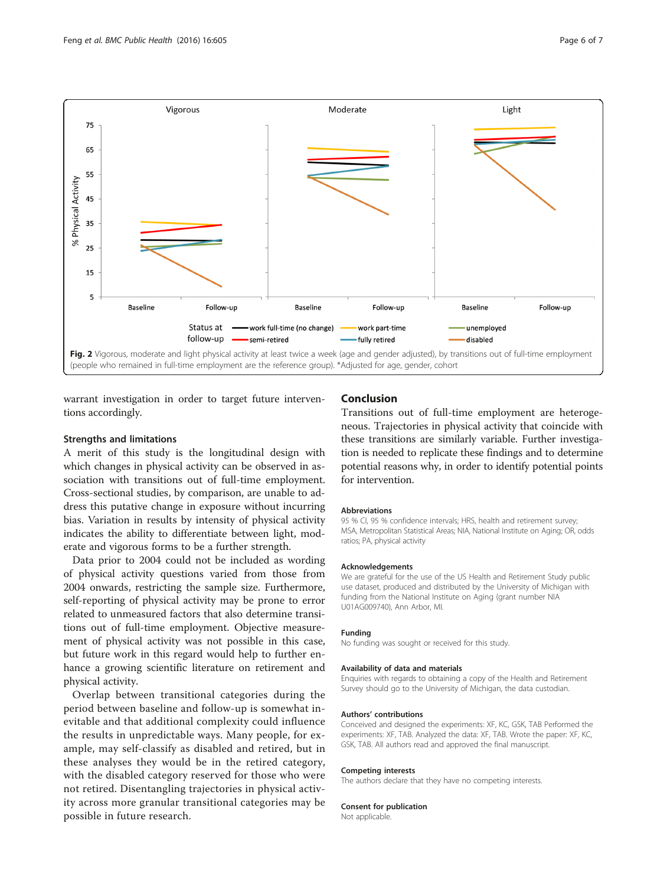**Fig. 2** Vigorous, moderate and light physical activity at least twice a week (age and gender adjusted), by transitions out of full-time employment (people who remained in full-time employment are the reference group). *Adjusted for age, gender, cohort

warrant investigation in order to target future interventions accordingly.

### Strengths and limitations

A merit of this study is the longitudinal design with which changes in physical activity can be observed in association with transitions out of full-time employment. Cross-sectional studies, by comparison, are unable to address this putative change in exposure without incurring bias. Variation in results by intensity of physical activity indicates the ability to differentiate between light, moderate and vigorous forms to be a further strength.

Data prior to 2004 could not be included as wording of physical activity questions varied from those from 2004 onwards, restricting the sample size. Furthermore, self-reporting of physical activity may be prone to error related to unmeasured factors that also determine transitions out of full-time employment. Objective measurement of physical activity was not possible in this case, but future work in this regard would help to further enhance a growing scientific literature on retirement and physical activity.

Overlap between transitional categories during the period between baseline and follow-up is somewhat inevitable and that additional complexity could influence the results in unpredictable ways. Many people, for example, may self-classify as disabled and retired, but in these analyses they would be in the retired category, with the disabled category reserved for those who were not retired. Disentangling trajectories in physical activity across more granular transitional categories may be possible in future research.

## Conclusion

Transitions out of full-time employment are heterogeneous. Trajectories in physical activity that coincide with these transitions are similarly variable. Further investigation is needed to replicate these findings and to determine potential reasons why, in order to identify potential points for intervention.

#### Abbreviations

95 % CI, 95 % confidence intervals; HRS, health and retirement survey; MSA, Metropolitan Statistical Areas; NIA, National Institute on Aging; OR, odds ratios; PA, physical activity

#### Acknowledgements

We are grateful for the use of the US Health and Retirement Study public use dataset, produced and distributed by the University of Michigan with funding from the National Institute on Aging (grant number NIA U01AG009740), Ann Arbor, MI.

#### Funding

No funding was sought or received for this study.

#### Availability of data and materials

Enquiries with regards to obtaining a copy of the Health and Retirement Survey should go to the University of Michigan, the data custodian.

#### Authors' contributions

Conceived and designed the experiments: XF, KC, GSK, TAB Performed the experiments: XF, TAB. Analyzed the data: XF, TAB. Wrote the paper: XF, KC, GSK, TAB. All authors read and approved the final manuscript.

#### Competing interests

The authors declare that they have no competing interests.

#### Consent for publication

Not applicable.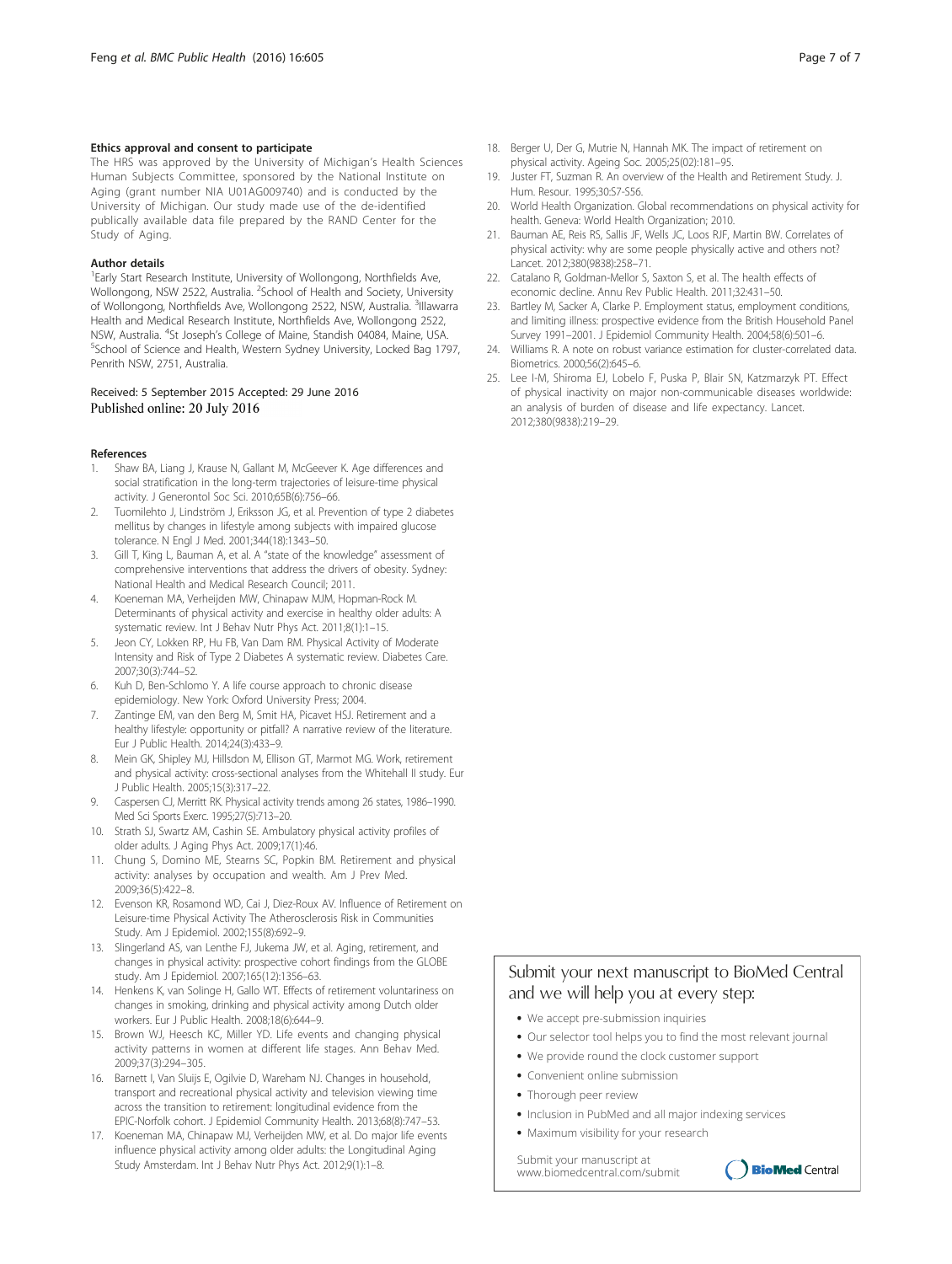### Ethics approval and consent to participate

The HRS was approved by the University of Michigan's Health Sciences Human Subjects Committee, sponsored by the National Institute on Aging (grant number NIA U01AG009740) and is conducted by the University of Michigan. Our study made use of the de-identified publically available data file prepared by the RAND Center for the Study of Aging.

### Author details

[1]Early Start Research Institute, University of Wollongong, Northfields Ave, Wollongong, NSW 2522, Australia. [2]School of Health and Society, University of Wollongong, Northfields Ave, Wollongong 2522, NSW, Australia. [3]Illawarra Health and Medical Research Institute, Northfields Ave, Wollongong 2522, NSW, Australia. [4]St Joseph's College of Maine, Standish 04084, Maine, USA. [5]School of Science and Health, Western Sydney University, Locked Bag 1797, Penrith NSW, 2751, Australia.

Received: 5 September 2015 Accepted: 29 June 2016
Published online: 20 July 2016

### References

1. Shaw BA, Liang J, Krause N, Gallant M, McGeever K. Age differences and social stratification in the long-term trajectories of leisure-time physical activity. J Gerontol Soc Sci. 2010;65B(6):756–66.
2. Tuomilehto J, Lindström J, Eriksson JG, et al. Prevention of type 2 diabetes mellitus by changes in lifestyle among subjects with impaired glucose tolerance. N Engl J Med. 2001;344(18):1343–50.
3. Gill T, King L, Bauman A, et al. A "state of the knowledge" assessment of comprehensive interventions that address the drivers of obesity. Sydney: National Health and Medical Research Council; 2011.
4. Koeneman MA, Verheijden MW, Chinapaw MJM, Hopman-Rock M. Determinants of physical activity and exercise in healthy older adults: A systematic review. Int J Behav Nutr Phys Act. 2011;8(1):1–15.
5. Jeon CY, Lokken RP, Hu FB, Van Dam RM. Physical Activity of Moderate Intensity and Risk of Type 2 Diabetes A systematic review. Diabetes Care. 2007;30(3):744–52.
6. Kuh D, Ben-Schlomo Y. A life course approach to chronic disease epidemiology. New York: Oxford University Press; 2004.
7. Zantinge EM, van den Berg M, Smit HA, Picavet HSJ. Retirement and a healthy lifestyle: opportunity or pitfall? A narrative review of the literature. Eur J Public Health. 2014;24(3):433–9.
8. Mein GK, Shipley MJ, Hillsdon M, Ellison GT, Marmot MG. Work, retirement and physical activity: cross-sectional analyses from the Whitehall II study. Eur J Public Health. 2005;15(3):317–22.
9. Caspersen CJ, Merritt RK. Physical activity trends among 26 states, 1986–1990. Med Sci Sports Exerc. 1995;27(5):713–20.
10. Strath SJ, Swartz AM, Cashin SE. Ambulatory physical activity profiles of older adults. J Aging Phys Act. 2009;17(1):46.
11. Chung S, Domino ME, Stearns SC, Popkin BM. Retirement and physical activity: analyses by occupation and wealth. Am J Prev Med. 2009;36(5):422–8.
12. Evenson KR, Rosamond WD, Cai J, Diez-Roux AV. Influence of Retirement on Leisure-time Physical Activity The Atherosclerosis Risk in Communities Study. Am J Epidemiol. 2002;155(8):692–9.
13. Slingerland AS, van Lenthe FJ, Jukema JW, et al. Aging, retirement, and changes in physical activity: prospective cohort findings from the GLOBE study. Am J Epidemiol. 2007;165(12):1356–63.
14. Henkens K, van Solinge H, Gallo WT. Effects of retirement voluntariness on changes in smoking, drinking and physical activity among Dutch older workers. Eur J Public Health. 2008;18(6):644–9.
15. Brown WJ, Heesch KC, Miller YD. Life events and changing physical activity patterns in women at different life stages. Ann Behav Med. 2009;37(3):294–305.
16. Barnett I, Van Sluijs E, Ogilvie D, Wareham NJ. Changes in household, transport and recreational physical activity and television viewing time across the transition to retirement: longitudinal evidence from the EPIC-Norfolk cohort. J Epidemiol Community Health. 2013;68(8):747–53.
17. Koeneman MA, Chinapaw MJ, Verheijden MW, et al. Do major life events influence physical activity among older adults: the Longitudinal Aging Study Amsterdam. Int J Behav Nutr Phys Act. 2012;9(1):1–8.
18. Berger U, Der G, Mutrie N, Hannah MK. The impact of retirement on physical activity. Ageing Soc. 2005;25(02):181–95.
19. Juster FT, Suzman R. An overview of the Health and Retirement Study. J. Hum. Resour. 1995;30:S7-S56.
20. World Health Organization. Global recommendations on physical activity for health. Geneva: World Health Organization; 2010.
21. Bauman AE, Reis RS, Sallis JF, Wells JC, Loos RJF, Martin BW. Correlates of physical activity: why are some people physically active and others not? Lancet. 2012;380(9838):258–71.
22. Catalano R, Goldman-Mellor S, Saxton S, et al. The health effects of economic decline. Annu Rev Public Health. 2011;32:431–50.
23. Bartley M, Sacker A, Clarke P. Employment status, employment conditions, and limiting illness: prospective evidence from the British Household Panel Survey 1991–2001. J Epidemiol Community Health. 2004;58(6):501–6.
24. Williams R. A note on robust variance estimation for cluster-correlated data. Biometrics. 2000;56(2):645–6.
25. Lee I-M, Shiroma EJ, Lobelo F, Puska P, Blair SN, Katzmarzyk PT. Effect of physical inactivity on major non-communicable diseases worldwide: an analysis of burden of disease and life expectancy. Lancet. 2012;380(9838):219–29.

Submit your next manuscript to BioMed Central and we will help you at every step:

- We accept pre-submission inquiries
- Our selector tool helps you to find the most relevant journal
- We provide round the clock customer support
- Convenient online submission
- Thorough peer review
- Inclusion in PubMed and all major indexing services
- Maximum visibility for your research

Submit your manuscript at www.biomedcentral.com/submit

BioMed Central